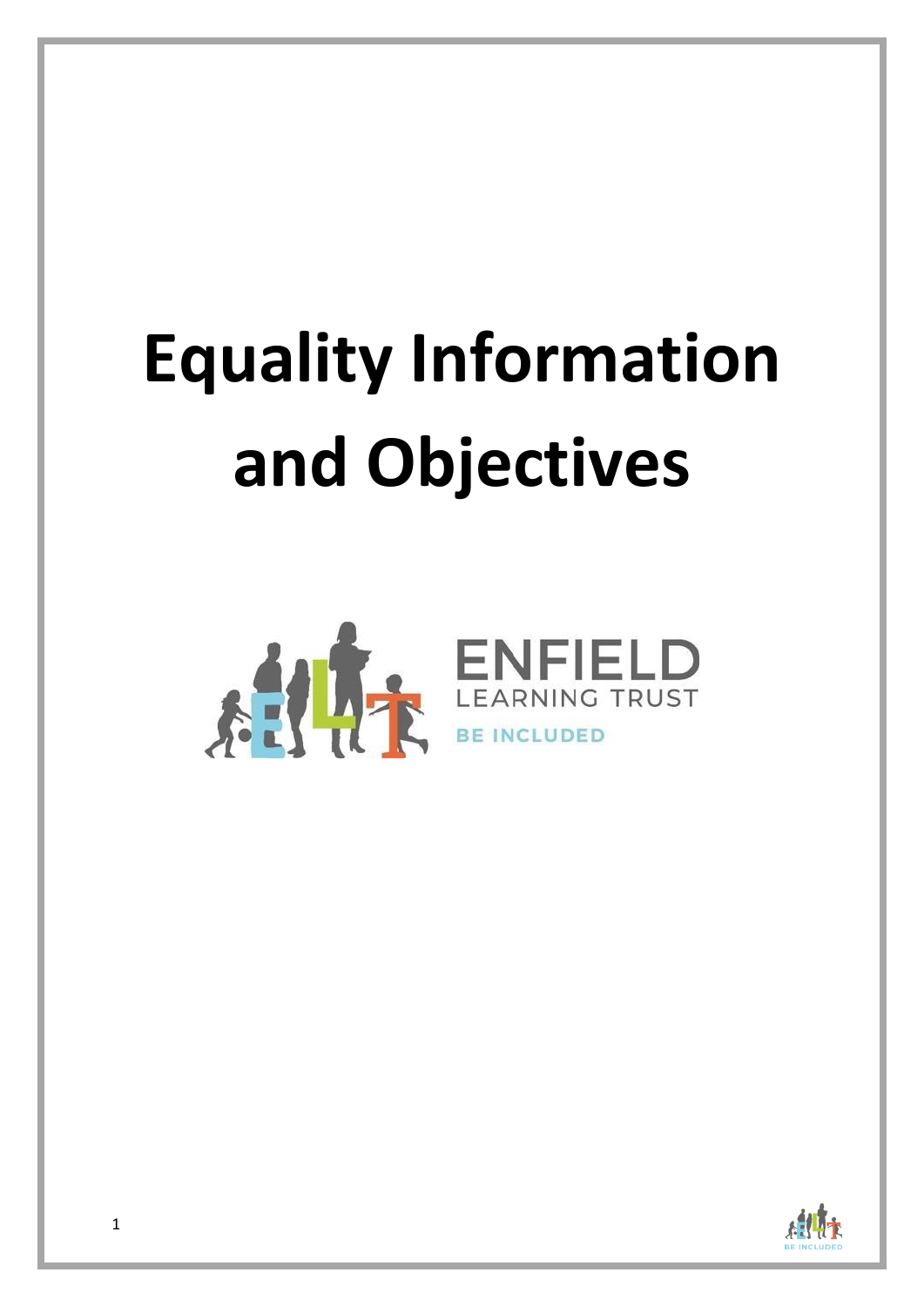# Equality Information and Objectives

ENFIELD
LEARNING TRUST
BE INCLUDED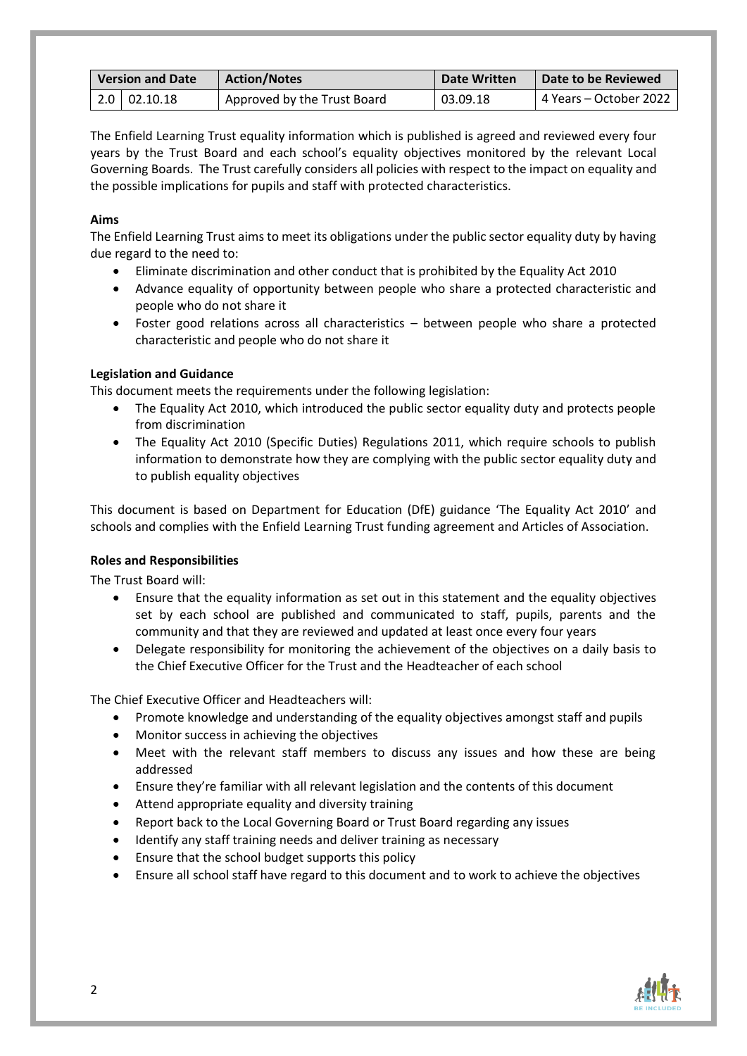| Version and Date | | Action/Notes | Date Written | Date to be Reviewed |
|---|---|---|---|---|
| 2.0 | 02.10.18 | Approved by the Trust Board | 03.09.18 | 4 Years – October 2022 |

The Enfield Learning Trust equality information which is published is agreed and reviewed every four years by the Trust Board and each school's equality objectives monitored by the relevant Local Governing Boards. The Trust carefully considers all policies with respect to the impact on equality and the possible implications for pupils and staff with protected characteristics.

**Aims**

The Enfield Learning Trust aims to meet its obligations under the public sector equality duty by having due regard to the need to:

- Eliminate discrimination and other conduct that is prohibited by the Equality Act 2010
- Advance equality of opportunity between people who share a protected characteristic and people who do not share it
- Foster good relations across all characteristics – between people who share a protected characteristic and people who do not share it

**Legislation and Guidance**

This document meets the requirements under the following legislation:

- The Equality Act 2010, which introduced the public sector equality duty and protects people from discrimination
- The Equality Act 2010 (Specific Duties) Regulations 2011, which require schools to publish information to demonstrate how they are complying with the public sector equality duty and to publish equality objectives

This document is based on Department for Education (DfE) guidance 'The Equality Act 2010' and schools and complies with the Enfield Learning Trust funding agreement and Articles of Association.

**Roles and Responsibilities**

The Trust Board will:

- Ensure that the equality information as set out in this statement and the equality objectives set by each school are published and communicated to staff, pupils, parents and the community and that they are reviewed and updated at least once every four years
- Delegate responsibility for monitoring the achievement of the objectives on a daily basis to the Chief Executive Officer for the Trust and the Headteacher of each school

The Chief Executive Officer and Headteachers will:

- Promote knowledge and understanding of the equality objectives amongst staff and pupils
- Monitor success in achieving the objectives
- Meet with the relevant staff members to discuss any issues and how these are being addressed
- Ensure they're familiar with all relevant legislation and the contents of this document
- Attend appropriate equality and diversity training
- Report back to the Local Governing Board or Trust Board regarding any issues
- Identify any staff training needs and deliver training as necessary
- Ensure that the school budget supports this policy
- Ensure all school staff have regard to this document and to work to achieve the objectives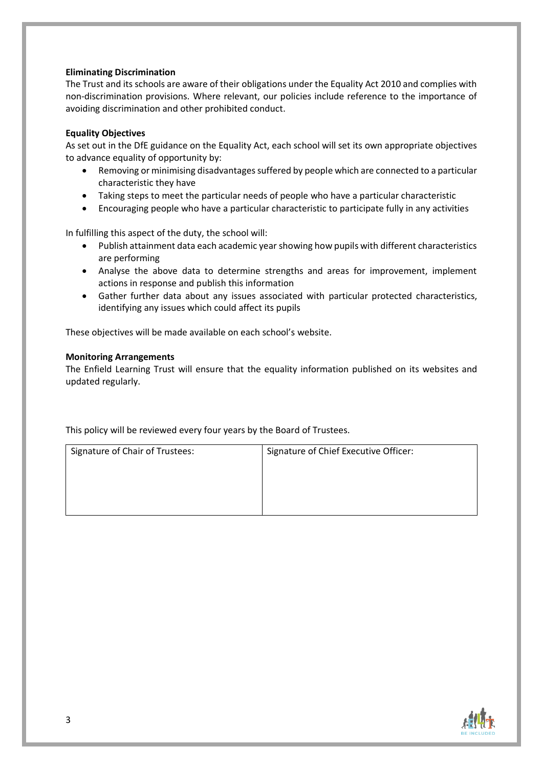**Eliminating Discrimination**

The Trust and its schools are aware of their obligations under the Equality Act 2010 and complies with non-discrimination provisions. Where relevant, our policies include reference to the importance of avoiding discrimination and other prohibited conduct.

**Equality Objectives**

As set out in the DfE guidance on the Equality Act, each school will set its own appropriate objectives to advance equality of opportunity by:

- Removing or minimising disadvantages suffered by people which are connected to a particular characteristic they have
- Taking steps to meet the particular needs of people who have a particular characteristic
- Encouraging people who have a particular characteristic to participate fully in any activities

In fulfilling this aspect of the duty, the school will:

- Publish attainment data each academic year showing how pupils with different characteristics are performing
- Analyse the above data to determine strengths and areas for improvement, implement actions in response and publish this information
- Gather further data about any issues associated with particular protected characteristics, identifying any issues which could affect its pupils

These objectives will be made available on each school's website.

**Monitoring Arrangements**

The Enfield Learning Trust will ensure that the equality information published on its websites and updated regularly.

This policy will be reviewed every four years by the Board of Trustees.

| Signature of Chair of Trustees: | Signature of Chief Executive Officer: |
| --- | --- |
| | |